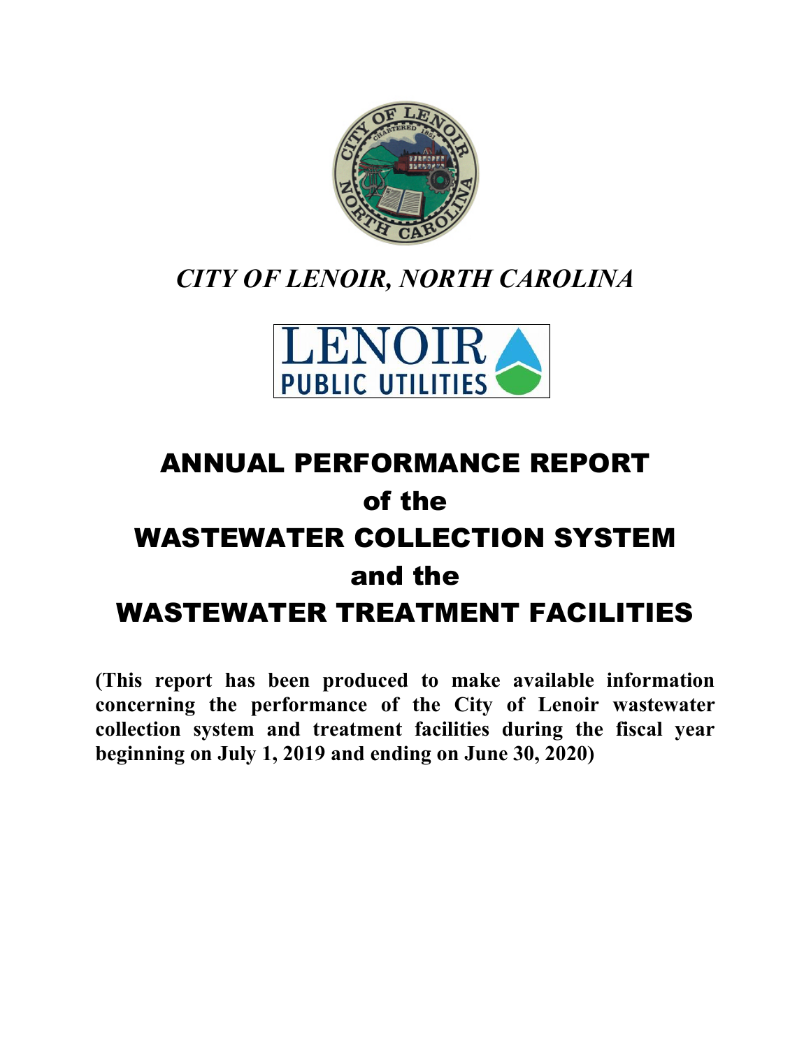*CITY OF LENOIR, NORTH CAROLINA*

# ANNUAL PERFORMANCE REPORT of the WASTEWATER COLLECTION SYSTEM and the WASTEWATER TREATMENT FACILITIES

**(This report has been produced to make available information concerning the performance of the City of Lenoir wastewater collection system and treatment facilities during the fiscal year beginning on July 1, 2019 and ending on June 30, 2020)**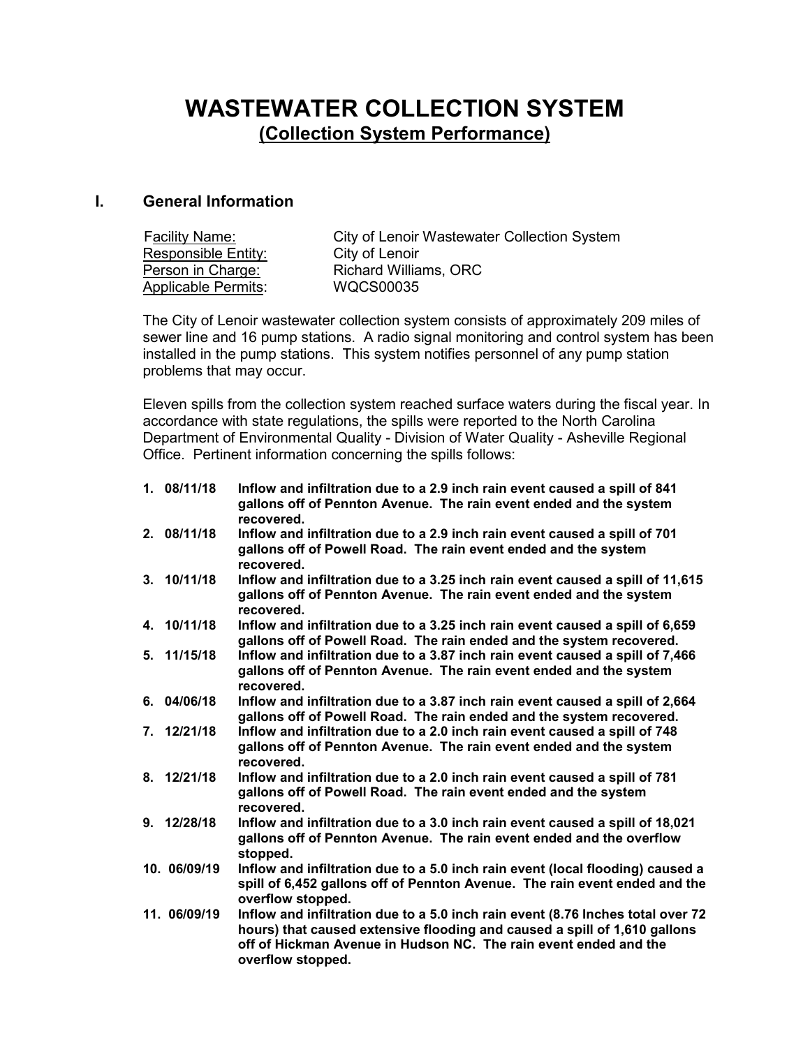# WASTEWATER COLLECTION SYSTEM

## (Collection System Performance)

### I. General Information

Facility Name: City of Lenoir Wastewater Collection System
Responsible Entity: City of Lenoir
Person in Charge: Richard Williams, ORC
Applicable Permits: WQCS00035

The City of Lenoir wastewater collection system consists of approximately 209 miles of sewer line and 16 pump stations. A radio signal monitoring and control system has been installed in the pump stations. This system notifies personnel of any pump station problems that may occur.

Eleven spills from the collection system reached surface waters during the fiscal year. In accordance with state regulations, the spills were reported to the North Carolina Department of Environmental Quality - Division of Water Quality - Asheville Regional Office. Pertinent information concerning the spills follows:

1. **08/11/18 Inflow and infiltration due to a 2.9 inch rain event caused a spill of 841 gallons off of Pennton Avenue. The rain event ended and the system recovered.**
2. **08/11/18 Inflow and infiltration due to a 2.9 inch rain event caused a spill of 701 gallons off of Powell Road. The rain event ended and the system recovered.**
3. **10/11/18 Inflow and infiltration due to a 3.25 inch rain event caused a spill of 11,615 gallons off of Pennton Avenue. The rain event ended and the system recovered.**
4. **10/11/18 Inflow and infiltration due to a 3.25 inch rain event caused a spill of 6,659 gallons off of Powell Road. The rain ended and the system recovered.**
5. **11/15/18 Inflow and infiltration due to a 3.87 inch rain event caused a spill of 7,466 gallons off of Pennton Avenue. The rain event ended and the system recovered.**
6. **04/06/18 Inflow and infiltration due to a 3.87 inch rain event caused a spill of 2,664 gallons off of Powell Road. The rain ended and the system recovered.**
7. **12/21/18 Inflow and infiltration due to a 2.0 inch rain event caused a spill of 748 gallons off of Pennton Avenue. The rain event ended and the system recovered.**
8. **12/21/18 Inflow and infiltration due to a 2.0 inch rain event caused a spill of 781 gallons off of Powell Road. The rain event ended and the system recovered.**
9. **12/28/18 Inflow and infiltration due to a 3.0 inch rain event caused a spill of 18,021 gallons off of Pennton Avenue. The rain event ended and the overflow stopped.**
10. **06/09/19 Inflow and infiltration due to a 5.0 inch rain event (local flooding) caused a spill of 6,452 gallons off of Pennton Avenue. The rain event ended and the overflow stopped.**
11. **06/09/19 Inflow and infiltration due to a 5.0 inch rain event (8.76 Inches total over 72 hours) that caused extensive flooding and caused a spill of 1,610 gallons off of Hickman Avenue in Hudson NC. The rain event ended and the overflow stopped.**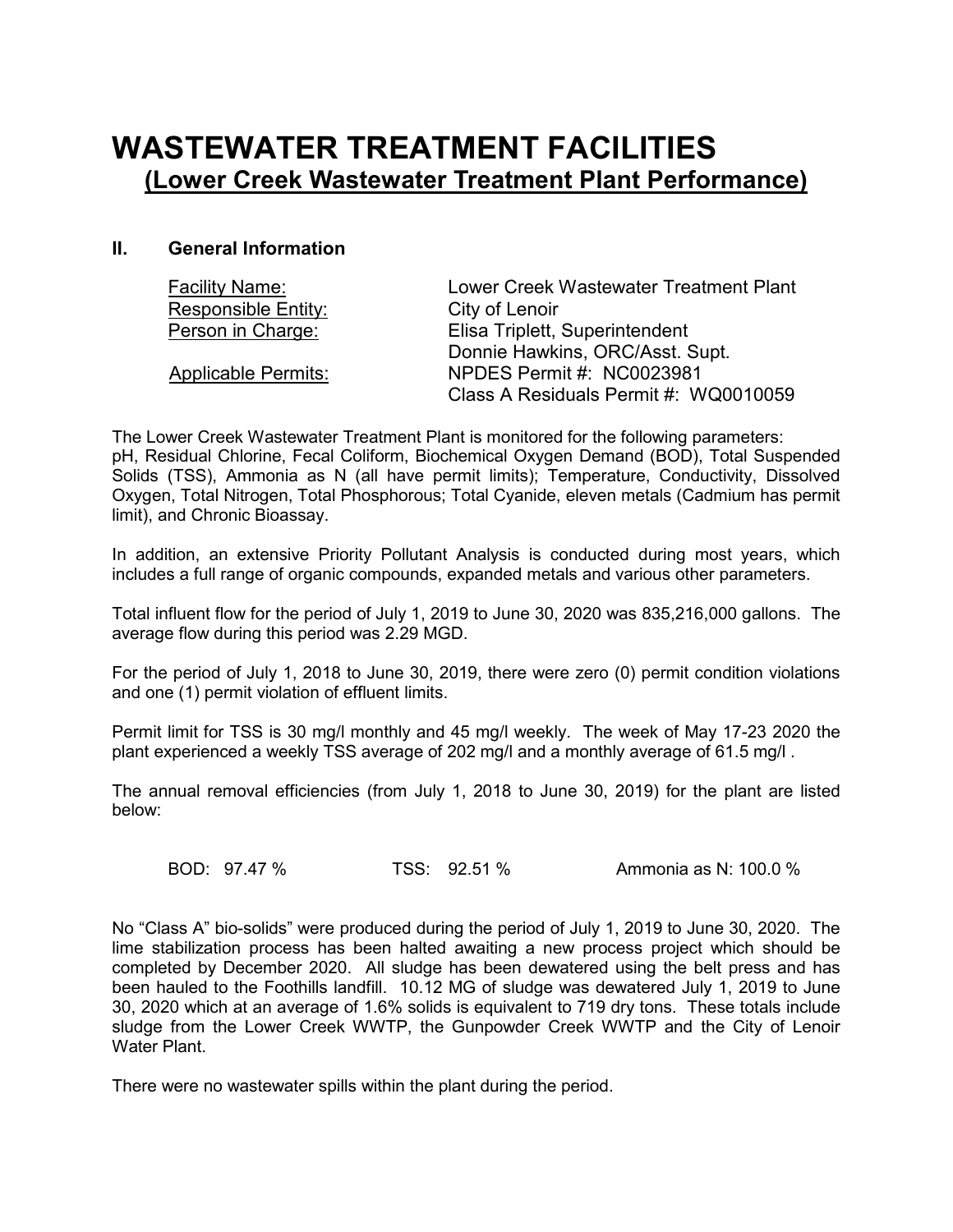# WASTEWATER TREATMENT FACILITIES

## (Lower Creek Wastewater Treatment Plant Performance)

### II. General Information

| | |
|---|---|
| Facility Name: | Lower Creek Wastewater Treatment Plant |
| Responsible Entity: | City of Lenoir |
| Person in Charge: | Elisa Triplett, Superintendent<br>Donnie Hawkins, ORC/Asst. Supt. |
| Applicable Permits: | NPDES Permit #: NC0023981<br>Class A Residuals Permit #: WQ0010059 |

The Lower Creek Wastewater Treatment Plant is monitored for the following parameters: pH, Residual Chlorine, Fecal Coliform, Biochemical Oxygen Demand (BOD), Total Suspended Solids (TSS), Ammonia as N (all have permit limits); Temperature, Conductivity, Dissolved Oxygen, Total Nitrogen, Total Phosphorous; Total Cyanide, eleven metals (Cadmium has permit limit), and Chronic Bioassay.

In addition, an extensive Priority Pollutant Analysis is conducted during most years, which includes a full range of organic compounds, expanded metals and various other parameters.

Total influent flow for the period of July 1, 2019 to June 30, 2020 was 835,216,000 gallons. The average flow during this period was 2.29 MGD.

For the period of July 1, 2018 to June 30, 2019, there were zero (0) permit condition violations and one (1) permit violation of effluent limits.

Permit limit for TSS is 30 mg/l monthly and 45 mg/l weekly. The week of May 17-23 2020 the plant experienced a weekly TSS average of 202 mg/l and a monthly average of 61.5 mg/l .

The annual removal efficiencies (from July 1, 2018 to June 30, 2019) for the plant are listed below:

BOD: 97.47 % TSS: 92.51 % Ammonia as N: 100.0 %

No "Class A" bio-solids" were produced during the period of July 1, 2019 to June 30, 2020. The lime stabilization process has been halted awaiting a new process project which should be completed by December 2020. All sludge has been dewatered using the belt press and has been hauled to the Foothills landfill. 10.12 MG of sludge was dewatered July 1, 2019 to June 30, 2020 which at an average of 1.6% solids is equivalent to 719 dry tons. These totals include sludge from the Lower Creek WWTP, the Gunpowder Creek WWTP and the City of Lenoir Water Plant.

There were no wastewater spills within the plant during the period.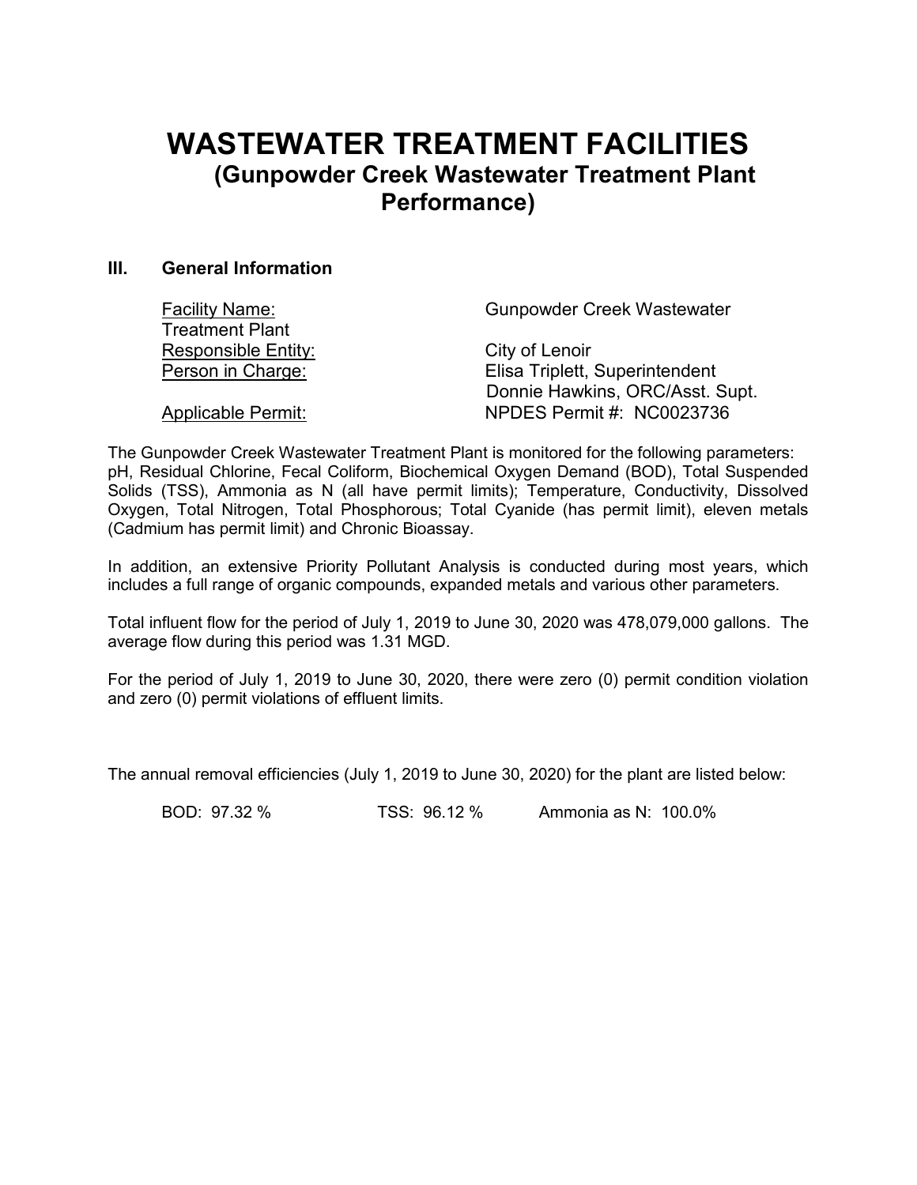# WASTEWATER TREATMENT FACILITIES

## (Gunpowder Creek Wastewater Treatment Plant Performance)

### III. General Information

| | |
|---|---|
| Facility Name: | Gunpowder Creek Wastewater Treatment Plant |
| Responsible Entity: | City of Lenoir |
| Person in Charge: | Elisa Triplett, Superintendent<br>Donnie Hawkins, ORC/Asst. Supt. |
| Applicable Permit: | NPDES Permit #: NC0023736 |

The Gunpowder Creek Wastewater Treatment Plant is monitored for the following parameters: pH, Residual Chlorine, Fecal Coliform, Biochemical Oxygen Demand (BOD), Total Suspended Solids (TSS), Ammonia as N (all have permit limits); Temperature, Conductivity, Dissolved Oxygen, Total Nitrogen, Total Phosphorous; Total Cyanide (has permit limit), eleven metals (Cadmium has permit limit) and Chronic Bioassay.

In addition, an extensive Priority Pollutant Analysis is conducted during most years, which includes a full range of organic compounds, expanded metals and various other parameters.

Total influent flow for the period of July 1, 2019 to June 30, 2020 was 478,079,000 gallons. The average flow during this period was 1.31 MGD.

For the period of July 1, 2019 to June 30, 2020, there were zero (0) permit condition violation and zero (0) permit violations of effluent limits.

The annual removal efficiencies (July 1, 2019 to June 30, 2020) for the plant are listed below:

BOD: 97.32 % TSS: 96.12 % Ammonia as N: 100.0%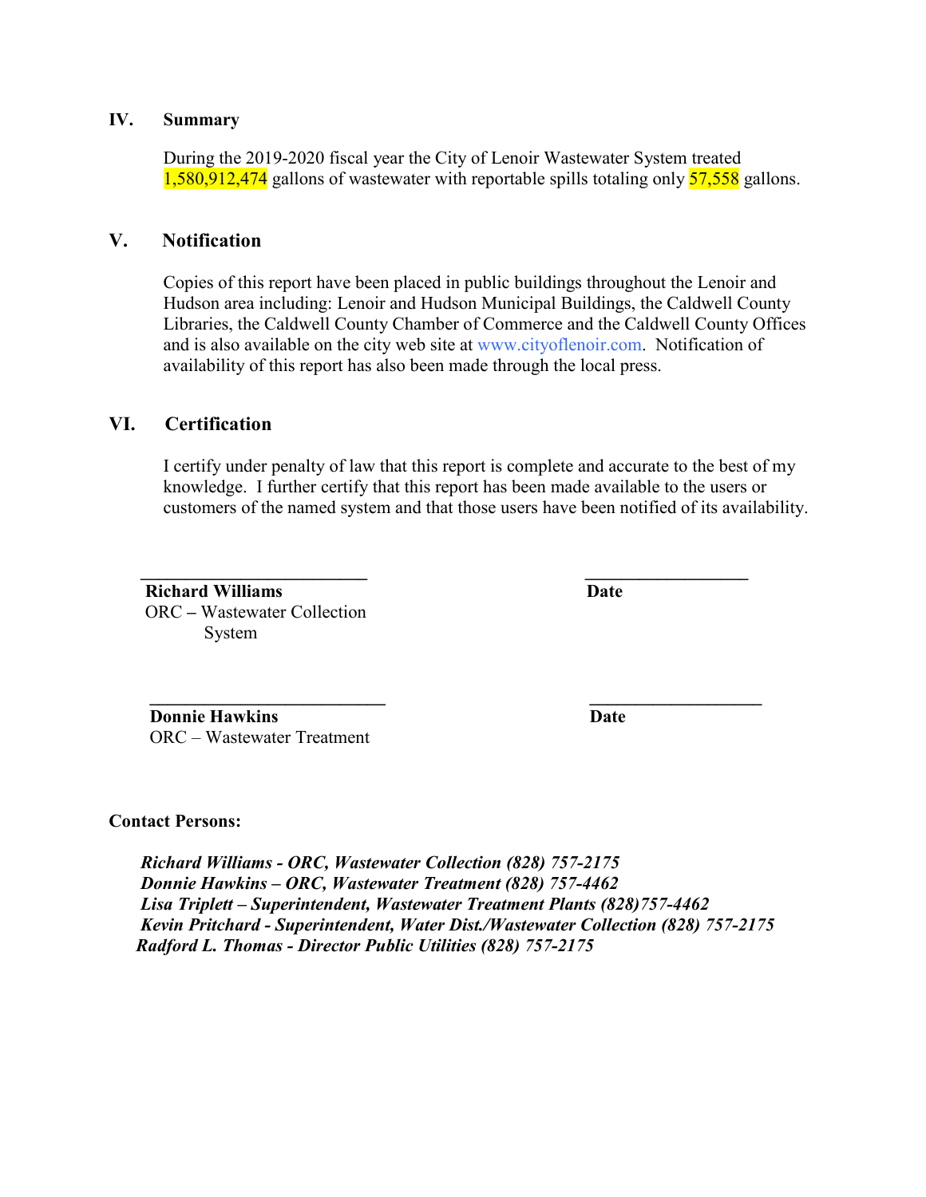## IV. Summary

During the 2019-2020 fiscal year the City of Lenoir Wastewater System treated 1,580,912,474 gallons of wastewater with reportable spills totaling only 57,558 gallons.

## V. Notification

Copies of this report have been placed in public buildings throughout the Lenoir and Hudson area including: Lenoir and Hudson Municipal Buildings, the Caldwell County Libraries, the Caldwell County Chamber of Commerce and the Caldwell County Offices and is also available on the city web site at www.cityoflenoir.com. Notification of availability of this report has also been made through the local press.

## VI. Certification

I certify under penalty of law that this report is complete and accurate to the best of my knowledge. I further certify that this report has been made available to the users or customers of the named system and that those users have been notified of its availability.

\_\_\_\_\_\_\_\_\_\_\_\_\_\_\_\_\_\_\_\_\_\_\_\_\_\_ \_\_\_\_\_\_\_\_\_\_\_\_\_\_\_\_\_\_\_

**Richard Williams** **Date**
ORC – Wastewater Collection System

\_\_\_\_\_\_\_\_\_\_\_\_\_\_\_\_\_\_\_\_\_\_\_\_\_\_ \_\_\_\_\_\_\_\_\_\_\_\_\_\_\_\_\_\_\_

**Donnie Hawkins** **Date**
ORC – Wastewater Treatment

**Contact Persons:**

***Richard Williams - ORC, Wastewater Collection (828) 757-2175***
***Donnie Hawkins – ORC, Wastewater Treatment (828) 757-4462***
***Lisa Triplett – Superintendent, Wastewater Treatment Plants (828)757-4462***
***Kevin Pritchard - Superintendent, Water Dist./Wastewater Collection (828) 757-2175***
***Radford L. Thomas - Director Public Utilities (828) 757-2175***